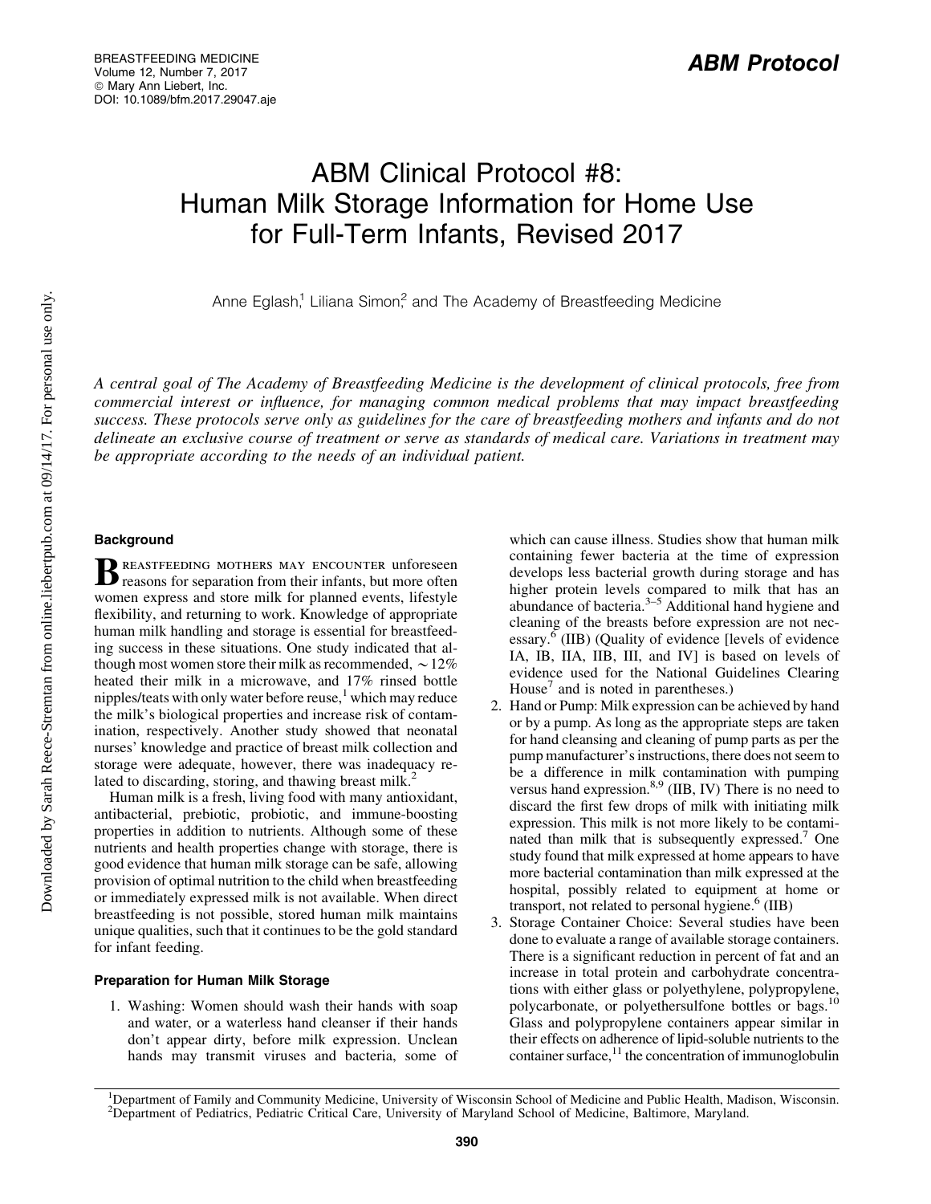ABM Protocol

# ABM Clinical Protocol #8: Human Milk Storage Information for Home Use for Full-Term Infants, Revised 2017

Anne Eglash,[1] Liliana Simon,[2] and The Academy of Breastfeeding Medicine

*A central goal of The Academy of Breastfeeding Medicine is the development of clinical protocols, free from commercial interest or influence, for managing common medical problems that may impact breastfeeding success. These protocols serve only as guidelines for the care of breastfeeding mothers and infants and do not delineate an exclusive course of treatment or serve as standards of medical care. Variations in treatment may be appropriate according to the needs of an individual patient.*

## Background

Breastfeeding mothers may encounter unforeseen reasons for separation from their infants, but more often women express and store milk for planned events, lifestyle flexibility, and returning to work. Knowledge of appropriate human milk handling and storage is essential for breastfeeding success in these situations. One study indicated that although most women store their milk as recommended, ~12% heated their milk in a microwave, and 17% rinsed bottle nipples/teats with only water before reuse,[1] which may reduce the milk's biological properties and increase risk of contamination, respectively. Another study showed that neonatal nurses' knowledge and practice of breast milk collection and storage were adequate, however, there was inadequacy related to discarding, storing, and thawing breast milk.[2]

Human milk is a fresh, living food with many antioxidant, antibacterial, prebiotic, probiotic, and immune-boosting properties in addition to nutrients. Although some of these nutrients and health properties change with storage, there is good evidence that human milk storage can be safe, allowing provision of optimal nutrition to the child when breastfeeding or immediately expressed milk is not available. When direct breastfeeding is not possible, stored human milk maintains unique qualities, such that it continues to be the gold standard for infant feeding.

### Preparation for Human Milk Storage

1. Washing: Women should wash their hands with soap and water, or a waterless hand cleanser if their hands don't appear dirty, before milk expression. Unclean hands may transmit viruses and bacteria, some of which can cause illness. Studies show that human milk containing fewer bacteria at the time of expression develops less bacterial growth during storage and has higher protein levels compared to milk that has an abundance of bacteria.[3–5] Additional hand hygiene and cleaning of the breasts before expression are not necessary.[6] (IIB) (Quality of evidence [levels of evidence IA, IB, IIA, IIB, III, and IV] is based on levels of evidence used for the National Guidelines Clearing House[7] and is noted in parentheses.)
2. Hand or Pump: Milk expression can be achieved by hand or by a pump. As long as the appropriate steps are taken for hand cleansing and cleaning of pump parts as per the pump manufacturer's instructions, there does not seem to be a difference in milk contamination with pumping versus hand expression.[8,9] (IIB, IV) There is no need to discard the first few drops of milk with initiating milk expression. This milk is not more likely to be contaminated than milk that is subsequently expressed.[7] One study found that milk expressed at home appears to have more bacterial contamination than milk expressed at the hospital, possibly related to equipment at home or transport, not related to personal hygiene.[6] (IIB)
3. Storage Container Choice: Several studies have been done to evaluate a range of available storage containers. There is a significant reduction in percent of fat and an increase in total protein and carbohydrate concentrations with either glass or polyethylene, polypropylene, polycarbonate, or polyethersulfone bottles or bags.[10] Glass and polypropylene containers appear similar in their effects on adherence of lipid-soluble nutrients to the container surface,[11] the concentration of immunoglobulin

[1]Department of Family and Community Medicine, University of Wisconsin School of Medicine and Public Health, Madison, Wisconsin.
[2]Department of Pediatrics, Pediatric Critical Care, University of Maryland School of Medicine, Baltimore, Maryland.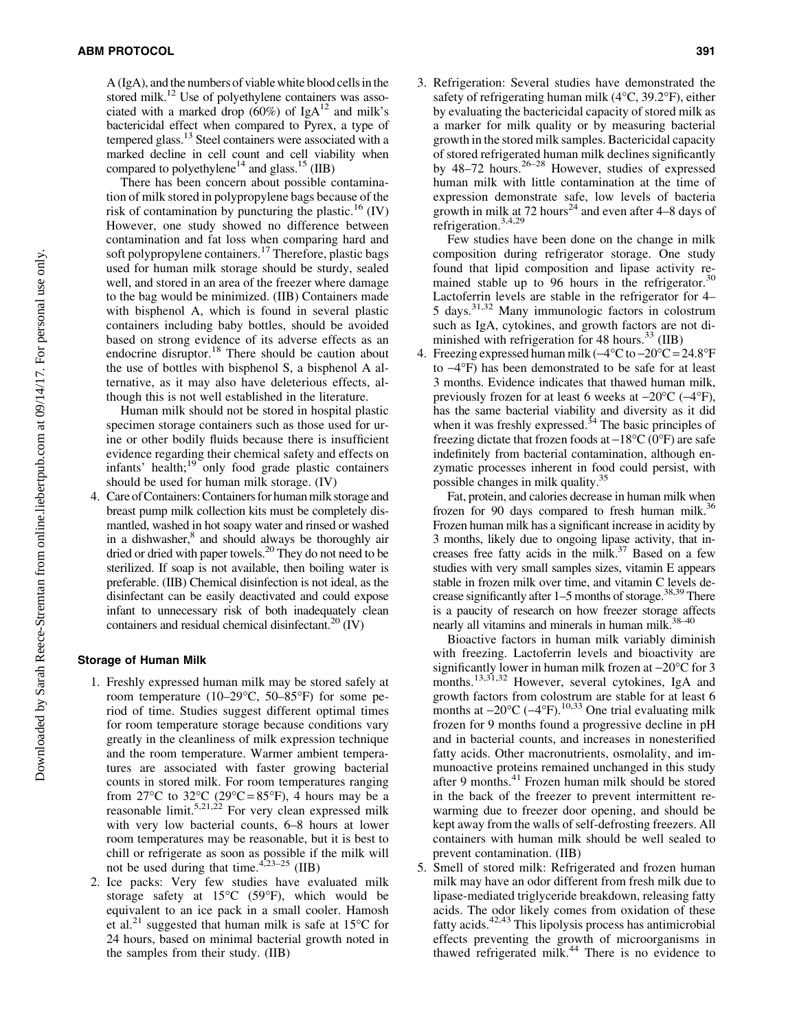A (IgA), and the numbers of viable white blood cells in the stored milk.[12] Use of polyethylene containers was associated with a marked drop (60%) of IgA[12] and milk's bactericidal effect when compared to Pyrex, a type of tempered glass.[13] Steel containers were associated with a marked decline in cell count and cell viability when compared to polyethylene[14] and glass.[15] (IIB)

There has been concern about possible contamination of milk stored in polypropylene bags because of the risk of contamination by puncturing the plastic.[16] (IV) However, one study showed no difference between contamination and fat loss when comparing hard and soft polypropylene containers.[17] Therefore, plastic bags used for human milk storage should be sturdy, sealed well, and stored in an area of the freezer where damage to the bag would be minimized. (IIB) Containers made with bisphenol A, which is found in several plastic containers including baby bottles, should be avoided based on strong evidence of its adverse effects as an endocrine disruptor.[18] There should be caution about the use of bottles with bisphenol S, a bisphenol A alternative, as it may also have deleterious effects, although this is not well established in the literature.

Human milk should not be stored in hospital plastic specimen storage containers such as those used for urine or other bodily fluids because there is insufficient evidence regarding their chemical safety and effects on infants' health;[19] only food grade plastic containers should be used for human milk storage. (IV)

4. Care of Containers: Containers for human milk storage and breast pump milk collection kits must be completely dismantled, washed in hot soapy water and rinsed or washed in a dishwasher,[8] and should always be thoroughly air dried or dried with paper towels.[20] They do not need to be sterilized. If soap is not available, then boiling water is preferable. (IIB) Chemical disinfection is not ideal, as the disinfectant can be easily deactivated and could expose infant to unnecessary risk of both inadequately clean containers and residual chemical disinfectant.[20] (IV)

### Storage of Human Milk

1. Freshly expressed human milk may be stored safely at room temperature (10–29°C, 50–85°F) for some period of time. Studies suggest different optimal times for room temperature storage because conditions vary greatly in the cleanliness of milk expression technique and the room temperature. Warmer ambient temperatures are associated with faster growing bacterial counts in stored milk. For room temperatures ranging from 27°C to 32°C (29°C = 85°F), 4 hours may be a reasonable limit.[5,21,22] For very clean expressed milk with very low bacterial counts, 6–8 hours at lower room temperatures may be reasonable, but it is best to chill or refrigerate as soon as possible if the milk will not be used during that time.[4,23–25] (IIB)
2. Ice packs: Very few studies have evaluated milk storage safety at 15°C (59°F), which would be equivalent to an ice pack in a small cooler. Hamosh et al.[21] suggested that human milk is safe at 15°C for 24 hours, based on minimal bacterial growth noted in the samples from their study. (IIB)
3. Refrigeration: Several studies have demonstrated the safety of refrigerating human milk (4°C, 39.2°F), either by evaluating the bactericidal capacity of stored milk as a marker for milk quality or by measuring bacterial growth in the stored milk samples. Bactericidal capacity of stored refrigerated human milk declines significantly by 48–72 hours.[26–28] However, studies of expressed human milk with little contamination at the time of expression demonstrate safe, low levels of bacteria growth in milk at 72 hours[24] and even after 4–8 days of refrigeration.[3,4,29]

   Few studies have been done on the change in milk composition during refrigerator storage. One study found that lipid composition and lipase activity remained stable up to 96 hours in the refrigerator.[30] Lactoferrin levels are stable in the refrigerator for 4–5 days.[31,32] Many immunologic factors in colostrum such as IgA, cytokines, and growth factors are not diminished with refrigeration for 48 hours.[33] (IIB)
4. Freezing expressed human milk (–4°C to –20°C = 24.8°F to –4°F) has been demonstrated to be safe for at least 3 months. Evidence indicates that thawed human milk, previously frozen for at least 6 weeks at –20°C (–4°F), has the same bacterial viability and diversity as it did when it was freshly expressed.[34] The basic principles of freezing dictate that frozen foods at –18°C (0°F) are safe indefinitely from bacterial contamination, although enzymatic processes inherent in food could persist, with possible changes in milk quality.[35]

   Fat, protein, and calories decrease in human milk when frozen for 90 days compared to fresh human milk.[36] Frozen human milk has a significant increase in acidity by 3 months, likely due to ongoing lipase activity, that increases free fatty acids in the milk.[37] Based on a few studies with very small samples sizes, vitamin E appears stable in frozen milk over time, and vitamin C levels decrease significantly after 1–5 months of storage.[38,39] There is a paucity of research on how freezer storage affects nearly all vitamins and minerals in human milk.[38–40]

   Bioactive factors in human milk variably diminish with freezing. Lactoferrin levels and bioactivity are significantly lower in human milk frozen at –20°C for 3 months.[13,31,32] However, several cytokines, IgA and growth factors from colostrum are stable for at least 6 months at –20°C (–4°F).[10,33] One trial evaluating milk frozen for 9 months found a progressive decline in pH and in bacterial counts, and increases in nonesterified fatty acids. Other macronutrients, osmolality, and immunoactive proteins remained unchanged in this study after 9 months.[41] Frozen human milk should be stored in the back of the freezer to prevent intermittent rewarming due to freezer door opening, and should be kept away from the walls of self-defrosting freezers. All containers with human milk should be well sealed to prevent contamination. (IIB)
5. Smell of stored milk: Refrigerated and frozen human milk may have an odor different from fresh milk due to lipase-mediated triglyceride breakdown, releasing fatty acids. The odor likely comes from oxidation of these fatty acids.[42,43] This lipolysis process has antimicrobial effects preventing the growth of microorganisms in thawed refrigerated milk.[44] There is no evidence to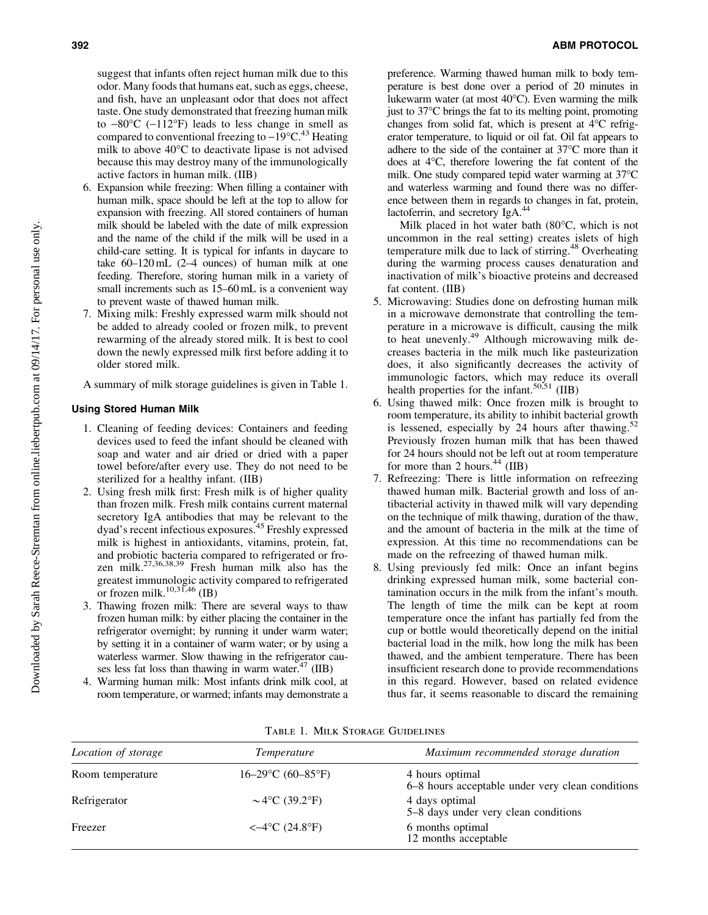suggest that infants often reject human milk due to this odor. Many foods that humans eat, such as eggs, cheese, and fish, have an unpleasant odor that does not affect taste. One study demonstrated that freezing human milk to −80°C (−112°F) leads to less change in smell as compared to conventional freezing to −19°C.[43] Heating milk to above 40°C to deactivate lipase is not advised because this may destroy many of the immunologically active factors in human milk. (IIB)

6. Expansion while freezing: When filling a container with human milk, space should be left at the top to allow for expansion with freezing. All stored containers of human milk should be labeled with the date of milk expression and the name of the child if the milk will be used in a child-care setting. It is typical for infants in daycare to take 60–120 mL (2–4 ounces) of human milk at one feeding. Therefore, storing human milk in a variety of small increments such as 15–60 mL is a convenient way to prevent waste of thawed human milk.
7. Mixing milk: Freshly expressed warm milk should not be added to already cooled or frozen milk, to prevent rewarming of the already stored milk. It is best to cool down the newly expressed milk first before adding it to older stored milk.

A summary of milk storage guidelines is given in Table 1.

### Using Stored Human Milk

1. Cleaning of feeding devices: Containers and feeding devices used to feed the infant should be cleaned with soap and water and air dried or dried with a paper towel before/after every use. They do not need to be sterilized for a healthy infant. (IIB)
2. Using fresh milk first: Fresh milk is of higher quality than frozen milk. Fresh milk contains current maternal secretory IgA antibodies that may be relevant to the dyad's recent infectious exposures.[45] Freshly expressed milk is highest in antioxidants, vitamins, protein, fat, and probiotic bacteria compared to refrigerated or frozen milk.[27,36,38,39] Fresh human milk also has the greatest immunologic activity compared to refrigerated or frozen milk.[10,31,46] (IB)
3. Thawing frozen milk: There are several ways to thaw frozen human milk: by either placing the container in the refrigerator overnight; by running it under warm water; by setting it in a container of warm water; or by using a waterless warmer. Slow thawing in the refrigerator causes less fat loss than thawing in warm water.[47] (IIB)
4. Warming human milk: Most infants drink milk cool, at room temperature, or warmed; infants may demonstrate a preference. Warming thawed human milk to body temperature is best done over a period of 20 minutes in lukewarm water (at most 40°C). Even warming the milk just to 37°C brings the fat to its melting point, promoting changes from solid fat, which is present at 4°C refrigerator temperature, to liquid or oil fat. Oil fat appears to adhere to the side of the container at 37°C more than it does at 4°C, therefore lowering the fat content of the milk. One study compared tepid water warming at 37°C and waterless warming and found there was no difference between them in regards to changes in fat, protein, lactoferrin, and secretory IgA.[44]

   Milk placed in hot water bath (80°C, which is not uncommon in the real setting) creates islets of high temperature milk due to lack of stirring.[48] Overheating during the warming process causes denaturation and inactivation of milk's bioactive proteins and decreased fat content. (IIB)
5. Microwaving: Studies done on defrosting human milk in a microwave demonstrate that controlling the temperature in a microwave is difficult, causing the milk to heat unevenly.[49] Although microwaving milk decreases bacteria in the milk much like pasteurization does, it also significantly decreases the activity of immunologic factors, which may reduce its overall health properties for the infant.[50,51] (IIB)
6. Using thawed milk: Once frozen milk is brought to room temperature, its ability to inhibit bacterial growth is lessened, especially by 24 hours after thawing.[52] Previously frozen human milk that has been thawed for 24 hours should not be left out at room temperature for more than 2 hours.[44] (IIB)
7. Refreezing: There is little information on refreezing thawed human milk. Bacterial growth and loss of antibacterial activity in thawed milk will vary depending on the technique of milk thawing, duration of the thaw, and the amount of bacteria in the milk at the time of expression. At this time no recommendations can be made on the refreezing of thawed human milk.
8. Using previously fed milk: Once an infant begins drinking expressed human milk, some bacterial contamination occurs in the milk from the infant's mouth. The length of time the milk can be kept at room temperature once the infant has partially fed from the cup or bottle would theoretically depend on the initial bacterial load in the milk, how long the milk has been thawed, and the ambient temperature. There has been insufficient research done to provide recommendations in this regard. However, based on related evidence thus far, it seems reasonable to discard the remaining

Table 1. Milk Storage Guidelines

| *Location of storage* | *Temperature* | *Maximum recommended storage duration* |
|---|---|---|
| Room temperature | 16–29°C (60–85°F) | 4 hours optimal<br>6–8 hours acceptable under very clean conditions |
| Refrigerator | ~4°C (39.2°F) | 4 days optimal<br>5–8 days under very clean conditions |
| Freezer | <−4°C (24.8°F) | 6 months optimal<br>12 months acceptable |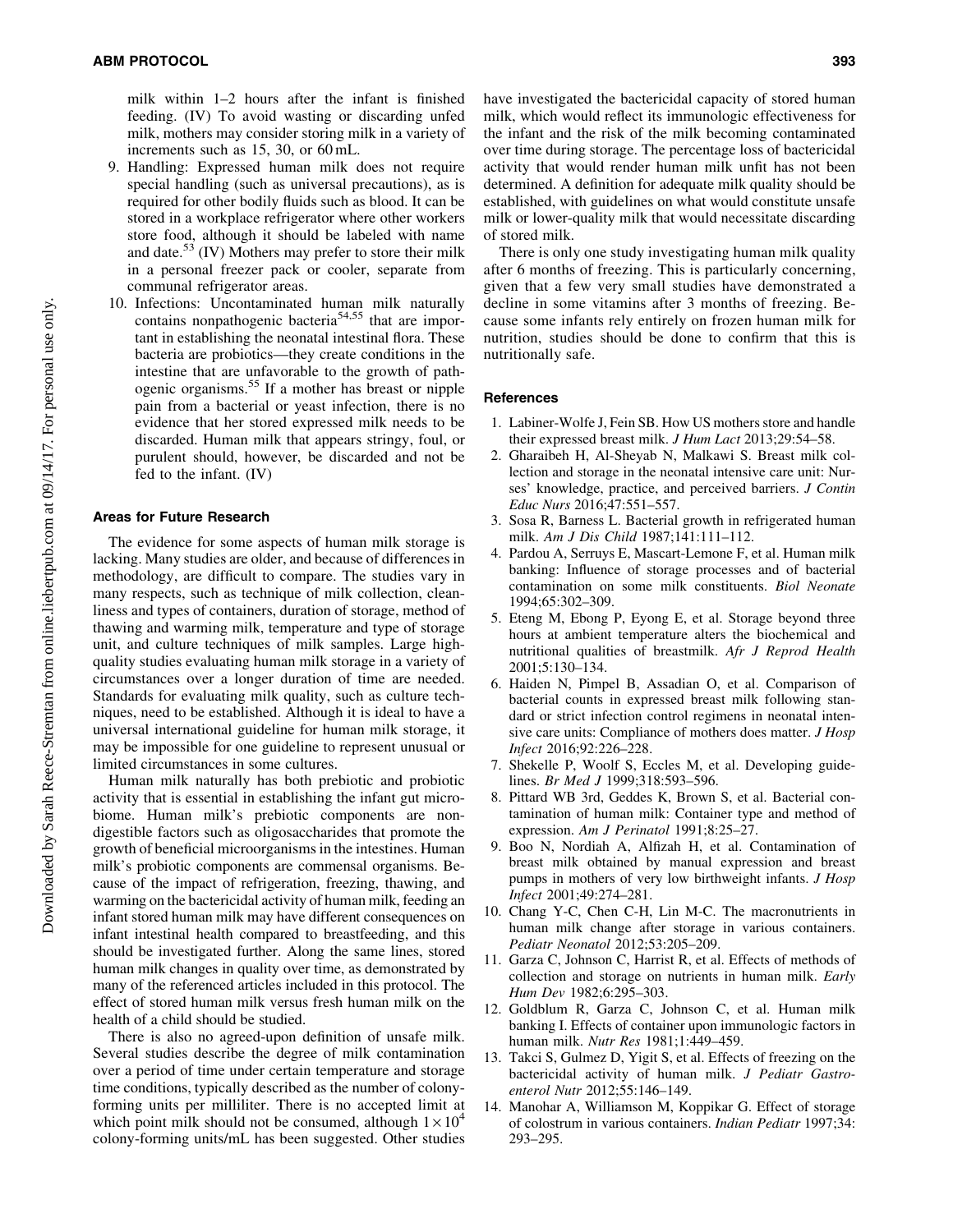milk within 1–2 hours after the infant is finished feeding. (IV) To avoid wasting or discarding unfed milk, mothers may consider storing milk in a variety of increments such as 15, 30, or 60 mL.

9. Handling: Expressed human milk does not require special handling (such as universal precautions), as is required for other bodily fluids such as blood. It can be stored in a workplace refrigerator where other workers store food, although it should be labeled with name and date.[53] (IV) Mothers may prefer to store their milk in a personal freezer pack or cooler, separate from communal refrigerator areas.
10. Infections: Uncontaminated human milk naturally contains nonpathogenic bacteria[54,55] that are important in establishing the neonatal intestinal flora. These bacteria are probiotics—they create conditions in the intestine that are unfavorable to the growth of pathogenic organisms.[55] If a mother has breast or nipple pain from a bacterial or yeast infection, there is no evidence that her stored expressed milk needs to be discarded. Human milk that appears stringy, foul, or purulent should, however, be discarded and not be fed to the infant. (IV)

### Areas for Future Research

The evidence for some aspects of human milk storage is lacking. Many studies are older, and because of differences in methodology, are difficult to compare. The studies vary in many respects, such as technique of milk collection, cleanliness and types of containers, duration of storage, method of thawing and warming milk, temperature and type of storage unit, and culture techniques of milk samples. Large high-quality studies evaluating human milk storage in a variety of circumstances over a longer duration of time are needed. Standards for evaluating milk quality, such as culture techniques, need to be established. Although it is ideal to have a universal international guideline for human milk storage, it may be impossible for one guideline to represent unusual or limited circumstances in some cultures.

Human milk naturally has both prebiotic and probiotic activity that is essential in establishing the infant gut microbiome. Human milk's prebiotic components are nondigestible factors such as oligosaccharides that promote the growth of beneficial microorganisms in the intestines. Human milk's probiotic components are commensal organisms. Because of the impact of refrigeration, freezing, thawing, and warming on the bactericidal activity of human milk, feeding an infant stored human milk may have different consequences on infant intestinal health compared to breastfeeding, and this should be investigated further. Along the same lines, stored human milk changes in quality over time, as demonstrated by many of the referenced articles included in this protocol. The effect of stored human milk versus fresh human milk on the health of a child should be studied.

There is also no agreed-upon definition of unsafe milk. Several studies describe the degree of milk contamination over a period of time under certain temperature and storage time conditions, typically described as the number of colony-forming units per milliliter. There is no accepted limit at which point milk should not be consumed, although $1 \times 10^4$ colony-forming units/mL has been suggested. Other studies have investigated the bactericidal capacity of stored human milk, which would reflect its immunologic effectiveness for the infant and the risk of the milk becoming contaminated over time during storage. The percentage loss of bactericidal activity that would render human milk unfit has not been determined. A definition for adequate milk quality should be established, with guidelines on what would constitute unsafe milk or lower-quality milk that would necessitate discarding of stored milk.

There is only one study investigating human milk quality after 6 months of freezing. This is particularly concerning, given that a few very small studies have demonstrated a decline in some vitamins after 3 months of freezing. Because some infants rely entirely on frozen human milk for nutrition, studies should be done to confirm that this is nutritionally safe.

### References

1. Labiner-Wolfe J, Fein SB. How US mothers store and handle their expressed breast milk. *J Hum Lact* 2013;29:54–58.
2. Gharaibeh H, Al-Sheyab N, Malkawi S. Breast milk collection and storage in the neonatal intensive care unit: Nurses' knowledge, practice, and perceived barriers. *J Contin Educ Nurs* 2016;47:551–557.
3. Sosa R, Barness L. Bacterial growth in refrigerated human milk. *Am J Dis Child* 1987;141:111–112.
4. Pardou A, Serruys E, Mascart-Lemone F, et al. Human milk banking: Influence of storage processes and of bacterial contamination on some milk constituents. *Biol Neonate* 1994;65:302–309.
5. Eteng M, Ebong P, Eyong E, et al. Storage beyond three hours at ambient temperature alters the biochemical and nutritional qualities of breastmilk. *Afr J Reprod Health* 2001;5:130–134.
6. Haiden N, Pimpel B, Assadian O, et al. Comparison of bacterial counts in expressed breast milk following standard or strict infection control regimens in neonatal intensive care units: Compliance of mothers does matter. *J Hosp Infect* 2016;92:226–228.
7. Shekelle P, Woolf S, Eccles M, et al. Developing guidelines. *Br Med J* 1999;318:593–596.
8. Pittard WB 3rd, Geddes K, Brown S, et al. Bacterial contamination of human milk: Container type and method of expression. *Am J Perinatol* 1991;8:25–27.
9. Boo N, Nordiah A, Alfizah H, et al. Contamination of breast milk obtained by manual expression and breast pumps in mothers of very low birthweight infants. *J Hosp Infect* 2001;49:274–281.
10. Chang Y-C, Chen C-H, Lin M-C. The macronutrients in human milk change after storage in various containers. *Pediatr Neonatol* 2012;53:205–209.
11. Garza C, Johnson C, Harrist R, et al. Effects of methods of collection and storage on nutrients in human milk. *Early Hum Dev* 1982;6:295–303.
12. Goldblum R, Garza C, Johnson C, et al. Human milk banking I. Effects of container upon immunologic factors in human milk. *Nutr Res* 1981;1:449–459.
13. Takci S, Gulmez D, Yigit S, et al. Effects of freezing on the bactericidal activity of human milk. *J Pediatr Gastroenterol Nutr* 2012;55:146–149.
14. Manohar A, Williamson M, Koppikar G. Effect of storage of colostrum in various containers. *Indian Pediatr* 1997;34: 293–295.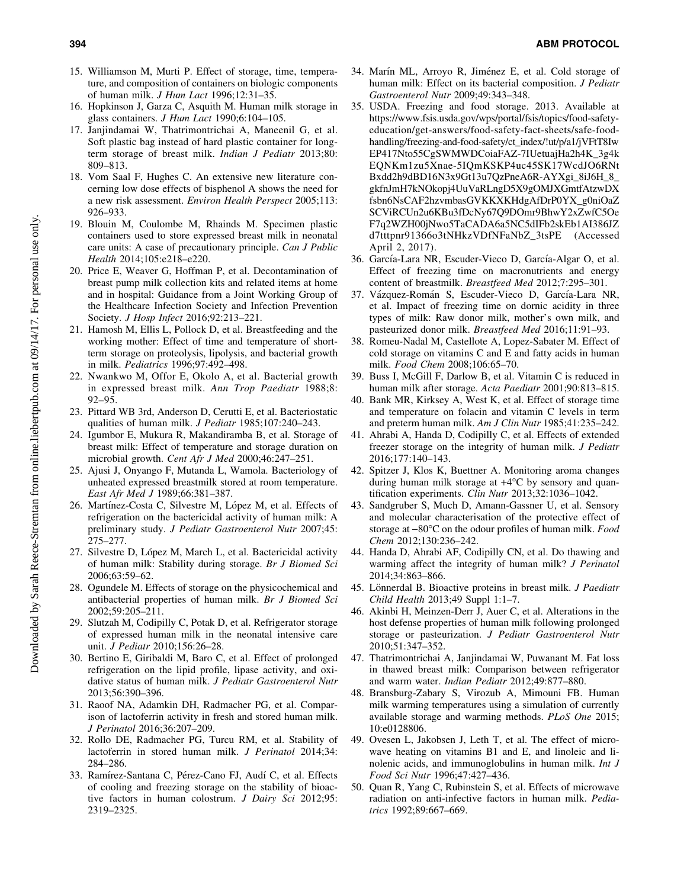15. Williamson M, Murti P. Effect of storage, time, temperature, and composition of containers on biologic components of human milk. *J Hum Lact* 1996;12:31–35.
16. Hopkinson J, Garza C, Asquith M. Human milk storage in glass containers. *J Hum Lact* 1990;6:104–105.
17. Janjindamai W, Thatrimontrichai A, Maneenil G, et al. Soft plastic bag instead of hard plastic container for long-term storage of breast milk. *Indian J Pediatr* 2013;80: 809–813.
18. Vom Saal F, Hughes C. An extensive new literature concerning low dose effects of bisphenol A shows the need for a new risk assessment. *Environ Health Perspect* 2005;113: 926–933.
19. Blouin M, Coulombe M, Rhainds M. Specimen plastic containers used to store expressed breast milk in neonatal care units: A case of precautionary principle. *Can J Public Health* 2014;105:e218–e220.
20. Price E, Weaver G, Hoffman P, et al. Decontamination of breast pump milk collection kits and related items at home and in hospital: Guidance from a Joint Working Group of the Healthcare Infection Society and Infection Prevention Society. *J Hosp Infect* 2016;92:213–221.
21. Hamosh M, Ellis L, Pollock D, et al. Breastfeeding and the working mother: Effect of time and temperature of short-term storage on proteolysis, lipolysis, and bacterial growth in milk. *Pediatrics* 1996;97:492–498.
22. Nwankwo M, Offor E, Okolo A, et al. Bacterial growth in expressed breast milk. *Ann Trop Paediatr* 1988;8: 92–95.
23. Pittard WB 3rd, Anderson D, Cerutti E, et al. Bacteriostatic qualities of human milk. *J Pediatr* 1985;107:240–243.
24. Igumbor E, Mukura R, Makandiramba B, et al. Storage of breast milk: Effect of temperature and storage duration on microbial growth. *Cent Afr J Med* 2000;46:247–251.
25. Ajusi J, Onyango F, Mutanda L, Wamola. Bacteriology of unheated expressed breastmilk stored at room temperature. *East Afr Med J* 1989;66:381–387.
26. Martínez-Costa C, Silvestre M, López M, et al. Effects of refrigeration on the bactericidal activity of human milk: A preliminary study. *J Pediatr Gastroenterol Nutr* 2007;45: 275–277.
27. Silvestre D, López M, March L, et al. Bactericidal activity of human milk: Stability during storage. *Br J Biomed Sci* 2006;63:59–62.
28. Ogundele M. Effects of storage on the physicochemical and antibacterial properties of human milk. *Br J Biomed Sci* 2002;59:205–211.
29. Slutzah M, Codipilly C, Potak D, et al. Refrigerator storage of expressed human milk in the neonatal intensive care unit. *J Pediatr* 2010;156:26–28.
30. Bertino E, Giribaldi M, Baro C, et al. Effect of prolonged refrigeration on the lipid profile, lipase activity, and oxidative status of human milk. *J Pediatr Gastroenterol Nutr* 2013;56:390–396.
31. Raoof NA, Adamkin DH, Radmacher PG, et al. Comparison of lactoferrin activity in fresh and stored human milk. *J Perinatol* 2016;36:207–209.
32. Rollo DE, Radmacher PG, Turcu RM, et al. Stability of lactoferrin in stored human milk. *J Perinatol* 2014;34: 284–286.
33. Ramírez-Santana C, Pérez-Cano FJ, Audí C, et al. Effects of cooling and freezing storage on the stability of bioactive factors in human colostrum. *J Dairy Sci* 2012;95: 2319–2325.
34. Marín ML, Arroyo R, Jiménez E, et al. Cold storage of human milk: Effect on its bacterial composition. *J Pediatr Gastroenterol Nutr* 2009;49:343–348.
35. USDA. Freezing and food storage. 2013. Available at https://www.fsis.usda.gov/wps/portal/fsis/topics/food-safety-education/get-answers/food-safety-fact-sheets/safe-food-handling/freezing-and-food-safety/ct_index/!ut/p/a1/jVFtT8IwEP417Nto55CgSWMWDCoiaFAZ-7IUetuajHa2h4K_3g4kEQNKm1zu5Xnae-5IQmKSKP4uc45SK17WcdJO6RNtBxdd2h9dBD16N3x9Gt13u7QzPneA6R-AYXgi_8iJ6H_8_gkfnJmH7kNOkopj4UuVaRLngD5X9gOMJXGmtfAtzwDXfsbn6NsCAF2hzvmbasGVKKXKHdgAfDrP0YX_g0niOaZSCViRCUn2u6KBu3fDcNy67Q9DOmr9BhwY2xZwfC5OeF7q2WZH00jNwo5TaCADA6a5NC5dIFb2skEb1AI386JZd7tttpnr91366o3tNHkzVDfNFaNbZ_3tsPE (Accessed April 2, 2017).
36. García-Lara NR, Escuder-Vieco D, García-Algar O, et al. Effect of freezing time on macronutrients and energy content of breastmilk. *Breastfeed Med* 2012;7:295–301.
37. Vázquez-Román S, Escuder-Vieco D, García-Lara NR, et al. Impact of freezing time on dornic acidity in three types of milk: Raw donor milk, mother's own milk, and pasteurized donor milk. *Breastfeed Med* 2016;11:91–93.
38. Romeu-Nadal M, Castellote A, Lopez-Sabater M. Effect of cold storage on vitamins C and E and fatty acids in human milk. *Food Chem* 2008;106:65–70.
39. Buss I, McGill F, Darlow B, et al. Vitamin C is reduced in human milk after storage. *Acta Paediatr* 2001;90:813–815.
40. Bank MR, Kirksey A, West K, et al. Effect of storage time and temperature on folacin and vitamin C levels in term and preterm human milk. *Am J Clin Nutr* 1985;41:235–242.
41. Ahrabi A, Handa D, Codipilly C, et al. Effects of extended freezer storage on the integrity of human milk. *J Pediatr* 2016;177:140–143.
42. Spitzer J, Klos K, Buettner A. Monitoring aroma changes during human milk storage at +4°C by sensory and quantification experiments. *Clin Nutr* 2013;32:1036–1042.
43. Sandgruber S, Much D, Amann-Gassner U, et al. Sensory and molecular characterisation of the protective effect of storage at −80°C on the odour profiles of human milk. *Food Chem* 2012;130:236–242.
44. Handa D, Ahrabi AF, Codipilly CN, et al. Do thawing and warming affect the integrity of human milk? *J Perinatol* 2014;34:863–866.
45. Lönnerdal B. Bioactive proteins in breast milk. *J Paediatr Child Health* 2013;49 Suppl 1:1–7.
46. Akinbi H, Meinzen-Derr J, Auer C, et al. Alterations in the host defense properties of human milk following prolonged storage or pasteurization. *J Pediatr Gastroenterol Nutr* 2010;51:347–352.
47. Thatrimontrichai A, Janjindamai W, Puwanant M. Fat loss in thawed breast milk: Comparison between refrigerator and warm water. *Indian Pediatr* 2012;49:877–880.
48. Bransburg-Zabary S, Virozub A, Mimouni FB. Human milk warming temperatures using a simulation of currently available storage and warming methods. *PLoS One* 2015; 10:e0128806.
49. Ovesen L, Jakobsen J, Leth T, et al. The effect of microwave heating on vitamins B1 and E, and linoleic and linolenic acids, and immunoglobulins in human milk. *Int J Food Sci Nutr* 1996;47:427–436.
50. Quan R, Yang C, Rubinstein S, et al. Effects of microwave radiation on anti-infective factors in human milk. *Pediatrics* 1992;89:667–669.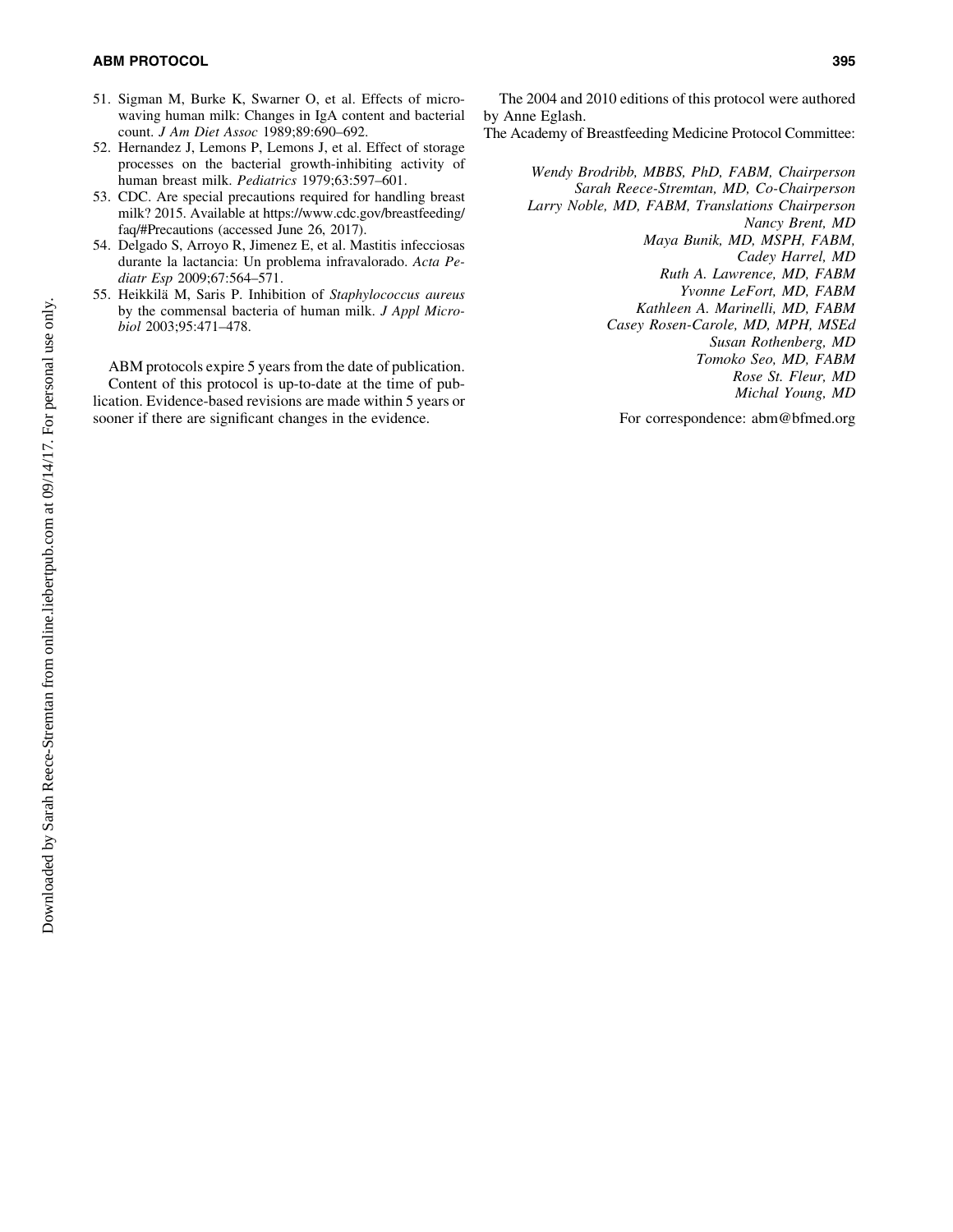51. Sigman M, Burke K, Swarner O, et al. Effects of microwaving human milk: Changes in IgA content and bacterial count. *J Am Diet Assoc* 1989;89:690–692.
52. Hernandez J, Lemons P, Lemons J, et al. Effect of storage processes on the bacterial growth-inhibiting activity of human breast milk. *Pediatrics* 1979;63:597–601.
53. CDC. Are special precautions required for handling breast milk? 2015. Available at https://www.cdc.gov/breastfeeding/faq/#Precautions (accessed June 26, 2017).
54. Delgado S, Arroyo R, Jimenez E, et al. Mastitis infecciosas durante la lactancia: Un problema infravalorado. *Acta Pediatr Esp* 2009;67:564–571.
55. Heikkilä M, Saris P. Inhibition of *Staphylococcus aureus* by the commensal bacteria of human milk. *J Appl Microbiol* 2003;95:471–478.

ABM protocols expire 5 years from the date of publication. Content of this protocol is up-to-date at the time of publication. Evidence-based revisions are made within 5 years or sooner if there are significant changes in the evidence.

The 2004 and 2010 editions of this protocol were authored by Anne Eglash.

The Academy of Breastfeeding Medicine Protocol Committee:

*Wendy Brodribb, MBBS, PhD, FABM, Chairperson*
*Sarah Reece-Stremtan, MD, Co-Chairperson*
*Larry Noble, MD, FABM, Translations Chairperson*
*Nancy Brent, MD*
*Maya Bunik, MD, MSPH, FABM,*
*Cadey Harrel, MD*
*Ruth A. Lawrence, MD, FABM*
*Yvonne LeFort, MD, FABM*
*Kathleen A. Marinelli, MD, FABM*
*Casey Rosen-Carole, MD, MPH, MSEd*
*Susan Rothenberg, MD*
*Tomoko Seo, MD, FABM*
*Rose St. Fleur, MD*
*Michal Young, MD*

For correspondence: abm@bfmed.org